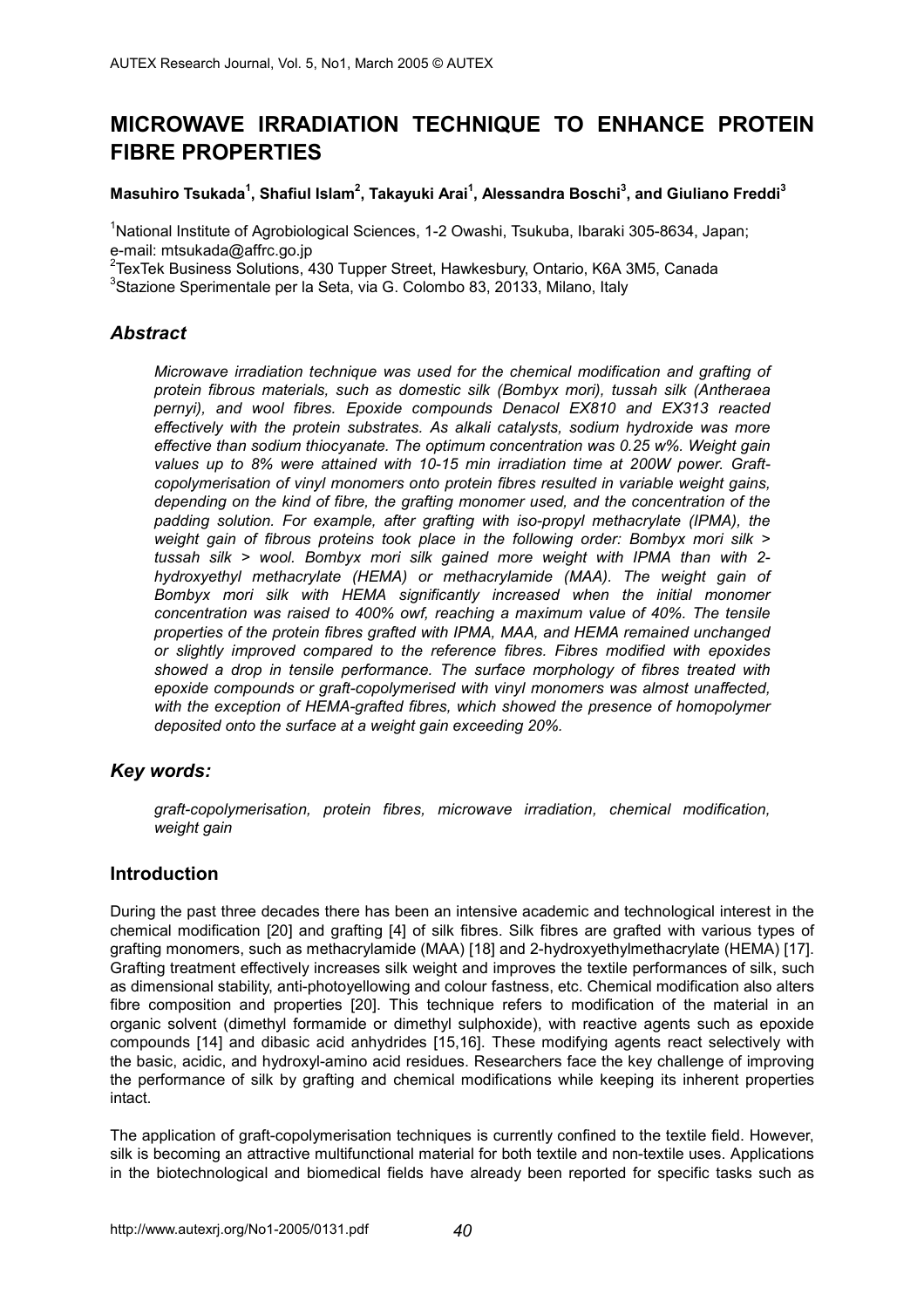# MICROWAVE IRRADIATION TECHNIQUE TO ENHANCE PROTEIN FIBRE PROPERTIES

**Masuhiro Tsukada[1], Shafiul Islam[2], Takayuki Arai[1], Alessandra Boschi[3], and Giuliano Freddi[3]**

[1]National Institute of Agrobiological Sciences, 1-2 Owashi, Tsukuba, Ibaraki 305-8634, Japan; e-mail: mtsukada@affrc.go.jp

[2]TexTek Business Solutions, 430 Tupper Street, Hawkesbury, Ontario, K6A 3M5, Canada

[3]Stazione Sperimentale per la Seta, via G. Colombo 83, 20133, Milano, Italy

## *Abstract*

*Microwave irradiation technique was used for the chemical modification and grafting of protein fibrous materials, such as domestic silk (Bombyx mori), tussah silk (Antheraea pernyi), and wool fibres. Epoxide compounds Denacol EX810 and EX313 reacted effectively with the protein substrates. As alkali catalysts, sodium hydroxide was more effective than sodium thiocyanate. The optimum concentration was 0.25 w%. Weight gain values up to 8% were attained with 10-15 min irradiation time at 200W power. Graft-copolymerisation of vinyl monomers onto protein fibres resulted in variable weight gains, depending on the kind of fibre, the grafting monomer used, and the concentration of the padding solution. For example, after grafting with iso-propyl methacrylate (IPMA), the weight gain of fibrous proteins took place in the following order: Bombyx mori silk > tussah silk > wool. Bombyx mori silk gained more weight with IPMA than with 2-hydroxyethyl methacrylate (HEMA) or methacrylamide (MAA). The weight gain of Bombyx mori silk with HEMA significantly increased when the initial monomer concentration was raised to 400% owf, reaching a maximum value of 40%. The tensile properties of the protein fibres grafted with IPMA, MAA, and HEMA remained unchanged or slightly improved compared to the reference fibres. Fibres modified with epoxides showed a drop in tensile performance. The surface morphology of fibres treated with epoxide compounds or graft-copolymerised with vinyl monomers was almost unaffected, with the exception of HEMA-grafted fibres, which showed the presence of homopolymer deposited onto the surface at a weight gain exceeding 20%.*

## *Key words:*

*graft-copolymerisation, protein fibres, microwave irradiation, chemical modification, weight gain*

## Introduction

During the past three decades there has been an intensive academic and technological interest in the chemical modification [20] and grafting [4] of silk fibres. Silk fibres are grafted with various types of grafting monomers, such as methacrylamide (MAA) [18] and 2-hydroxyethylmethacrylate (HEMA) [17]. Grafting treatment effectively increases silk weight and improves the textile performances of silk, such as dimensional stability, anti-photoyellowing and colour fastness, etc. Chemical modification also alters fibre composition and properties [20]. This technique refers to modification of the material in an organic solvent (dimethyl formamide or dimethyl sulphoxide), with reactive agents such as epoxide compounds [14] and dibasic acid anhydrides [15,16]. These modifying agents react selectively with the basic, acidic, and hydroxyl-amino acid residues. Researchers face the key challenge of improving the performance of silk by grafting and chemical modifications while keeping its inherent properties intact.

The application of graft-copolymerisation techniques is currently confined to the textile field. However, silk is becoming an attractive multifunctional material for both textile and non-textile uses. Applications in the biotechnological and biomedical fields have already been reported for specific tasks such as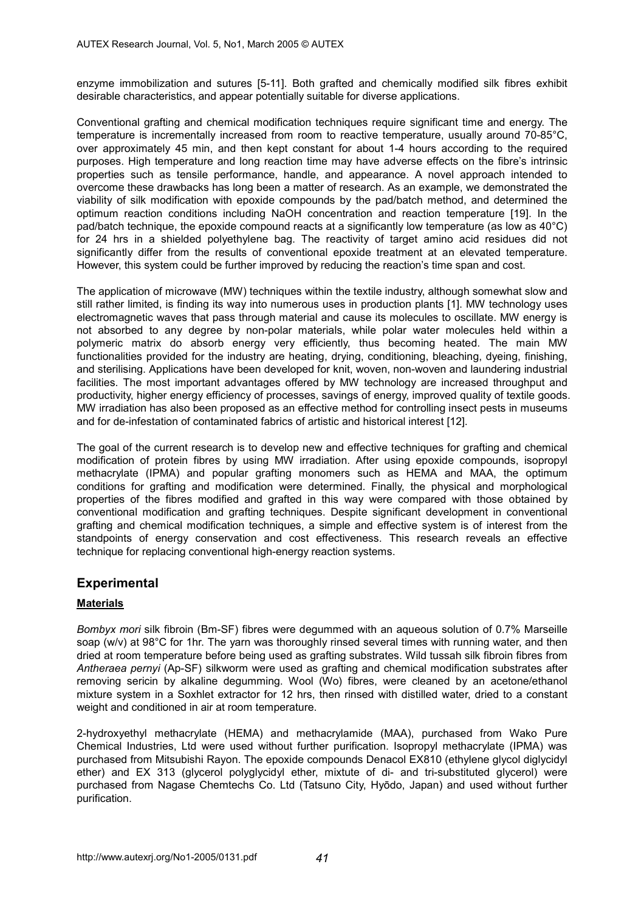enzyme immobilization and sutures [5-11]. Both grafted and chemically modified silk fibres exhibit desirable characteristics, and appear potentially suitable for diverse applications.

Conventional grafting and chemical modification techniques require significant time and energy. The temperature is incrementally increased from room to reactive temperature, usually around 70-85°C, over approximately 45 min, and then kept constant for about 1-4 hours according to the required purposes. High temperature and long reaction time may have adverse effects on the fibre's intrinsic properties such as tensile performance, handle, and appearance. A novel approach intended to overcome these drawbacks has long been a matter of research. As an example, we demonstrated the viability of silk modification with epoxide compounds by the pad/batch method, and determined the optimum reaction conditions including NaOH concentration and reaction temperature [19]. In the pad/batch technique, the epoxide compound reacts at a significantly low temperature (as low as 40°C) for 24 hrs in a shielded polyethylene bag. The reactivity of target amino acid residues did not significantly differ from the results of conventional epoxide treatment at an elevated temperature. However, this system could be further improved by reducing the reaction's time span and cost.

The application of microwave (MW) techniques within the textile industry, although somewhat slow and still rather limited, is finding its way into numerous uses in production plants [1]. MW technology uses electromagnetic waves that pass through material and cause its molecules to oscillate. MW energy is not absorbed to any degree by non-polar materials, while polar water molecules held within a polymeric matrix do absorb energy very efficiently, thus becoming heated. The main MW functionalities provided for the industry are heating, drying, conditioning, bleaching, dyeing, finishing, and sterilising. Applications have been developed for knit, woven, non-woven and laundering industrial facilities. The most important advantages offered by MW technology are increased throughput and productivity, higher energy efficiency of processes, savings of energy, improved quality of textile goods. MW irradiation has also been proposed as an effective method for controlling insect pests in museums and for de-infestation of contaminated fabrics of artistic and historical interest [12].

The goal of the current research is to develop new and effective techniques for grafting and chemical modification of protein fibres by using MW irradiation. After using epoxide compounds, isopropyl methacrylate (IPMA) and popular grafting monomers such as HEMA and MAA, the optimum conditions for grafting and modification were determined. Finally, the physical and morphological properties of the fibres modified and grafted in this way were compared with those obtained by conventional modification and grafting techniques. Despite significant development in conventional grafting and chemical modification techniques, a simple and effective system is of interest from the standpoints of energy conservation and cost effectiveness. This research reveals an effective technique for replacing conventional high-energy reaction systems.

## Experimental

### Materials

*Bombyx mori* silk fibroin (Bm-SF) fibres were degummed with an aqueous solution of 0.7% Marseille soap (w/v) at 98°C for 1hr. The yarn was thoroughly rinsed several times with running water, and then dried at room temperature before being used as grafting substrates. Wild tussah silk fibroin fibres from *Antheraea pernyi* (Ap-SF) silkworm were used as grafting and chemical modification substrates after removing sericin by alkaline degumming. Wool (Wo) fibres, were cleaned by an acetone/ethanol mixture system in a Soxhlet extractor for 12 hrs, then rinsed with distilled water, dried to a constant weight and conditioned in air at room temperature.

2-hydroxyethyl methacrylate (HEMA) and methacrylamide (MAA), purchased from Wako Pure Chemical Industries, Ltd were used without further purification. Isopropyl methacrylate (IPMA) was purchased from Mitsubishi Rayon. The epoxide compounds Denacol EX810 (ethylene glycol diglycidyl ether) and EX 313 (glycerol polyglycidyl ether, mixtute of di- and tri-substituted glycerol) were purchased from Nagase Chemtechs Co. Ltd (Tatsuno City, Hyōdo, Japan) and used without further purification.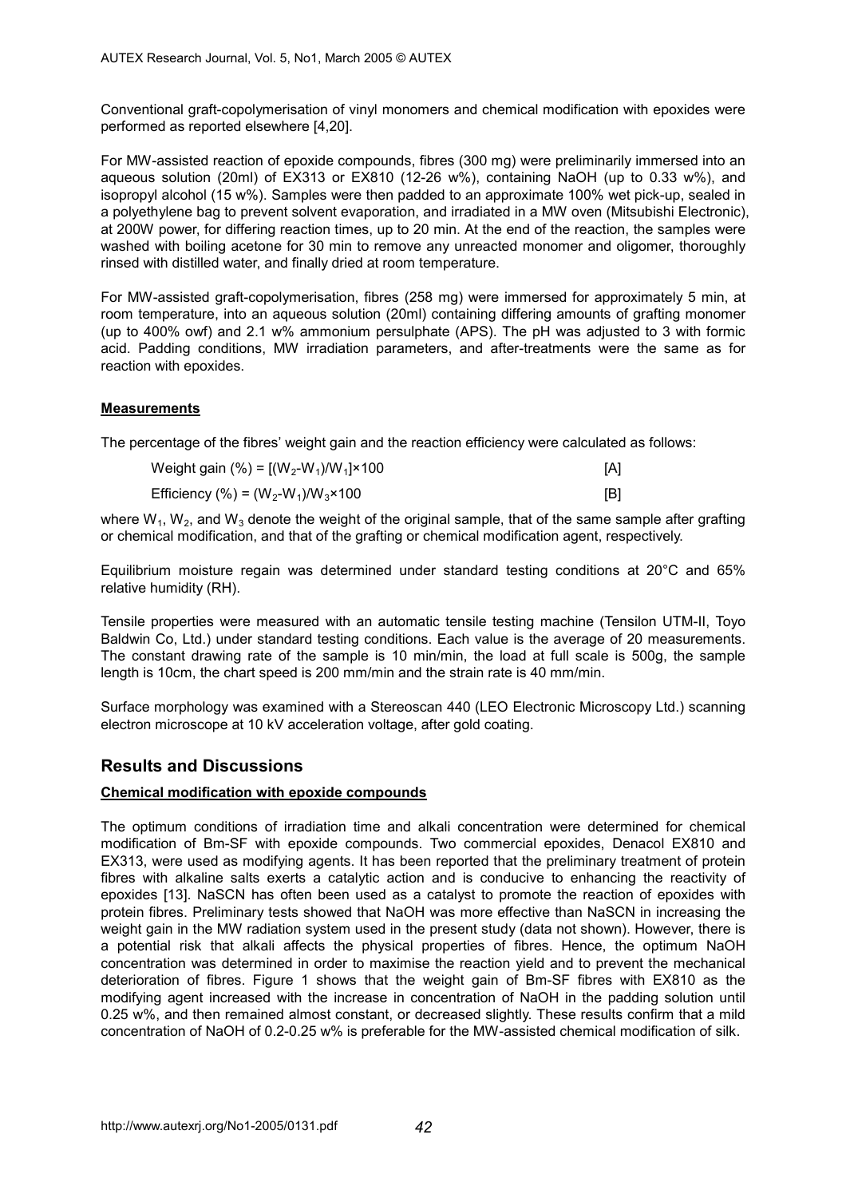Conventional graft-copolymerisation of vinyl monomers and chemical modification with epoxides were performed as reported elsewhere [4,20].

For MW-assisted reaction of epoxide compounds, fibres (300 mg) were preliminarily immersed into an aqueous solution (20ml) of EX313 or EX810 (12-26 w%), containing NaOH (up to 0.33 w%), and isopropyl alcohol (15 w%). Samples were then padded to an approximate 100% wet pick-up, sealed in a polyethylene bag to prevent solvent evaporation, and irradiated in a MW oven (Mitsubishi Electronic), at 200W power, for differing reaction times, up to 20 min. At the end of the reaction, the samples were washed with boiling acetone for 30 min to remove any unreacted monomer and oligomer, thoroughly rinsed with distilled water, and finally dried at room temperature.

For MW-assisted graft-copolymerisation, fibres (258 mg) were immersed for approximately 5 min, at room temperature, into an aqueous solution (20ml) containing differing amounts of grafting monomer (up to 400% owf) and 2.1 w% ammonium persulphate (APS). The pH was adjusted to 3 with formic acid. Padding conditions, MW irradiation parameters, and after-treatments were the same as for reaction with epoxides.

#### Measurements

The percentage of the fibres' weight gain and the reaction efficiency were calculated as follows:

$$\text{Weight gain (\%)} = [(W_2 - W_1)/W_1] \times 100 \qquad [A]$$

$$\text{Efficiency (\%)} = (W_2 - W_1)/W_3 \times 100 \qquad [B]$$

where $W_1$, $W_2$, and $W_3$ denote the weight of the original sample, that of the same sample after grafting or chemical modification, and that of the grafting or chemical modification agent, respectively.

Equilibrium moisture regain was determined under standard testing conditions at 20°C and 65% relative humidity (RH).

Tensile properties were measured with an automatic tensile testing machine (Tensilon UTM-II, Toyo Baldwin Co, Ltd.) under standard testing conditions. Each value is the average of 20 measurements. The constant drawing rate of the sample is 10 min/min, the load at full scale is 500g, the sample length is 10cm, the chart speed is 200 mm/min and the strain rate is 40 mm/min.

Surface morphology was examined with a Stereoscan 440 (LEO Electronic Microscopy Ltd.) scanning electron microscope at 10 kV acceleration voltage, after gold coating.

## Results and Discussions

#### Chemical modification with epoxide compounds

The optimum conditions of irradiation time and alkali concentration were determined for chemical modification of Bm-SF with epoxide compounds. Two commercial epoxides, Denacol EX810 and EX313, were used as modifying agents. It has been reported that the preliminary treatment of protein fibres with alkaline salts exerts a catalytic action and is conducive to enhancing the reactivity of epoxides [13]. NaSCN has often been used as a catalyst to promote the reaction of epoxides with protein fibres. Preliminary tests showed that NaOH was more effective than NaSCN in increasing the weight gain in the MW radiation system used in the present study (data not shown). However, there is a potential risk that alkali affects the physical properties of fibres. Hence, the optimum NaOH concentration was determined in order to maximise the reaction yield and to prevent the mechanical deterioration of fibres. Figure 1 shows that the weight gain of Bm-SF fibres with EX810 as the modifying agent increased with the increase in concentration of NaOH in the padding solution until 0.25 w%, and then remained almost constant, or decreased slightly. These results confirm that a mild concentration of NaOH of 0.2-0.25 w% is preferable for the MW-assisted chemical modification of silk.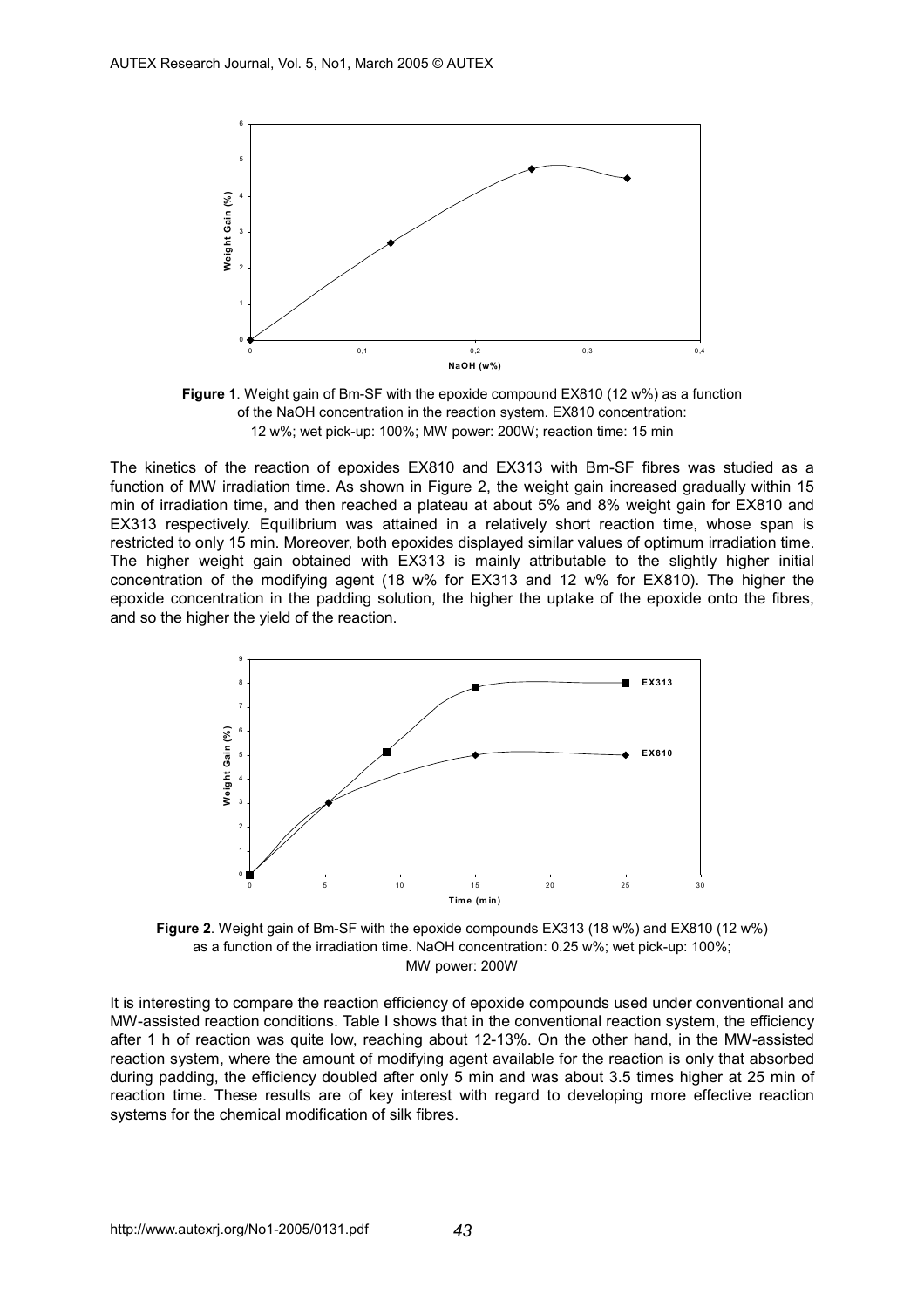**Figure 1**. Weight gain of Bm-SF with the epoxide compound EX810 (12 w%) as a function of the NaOH concentration in the reaction system. EX810 concentration: 12 w%; wet pick-up: 100%; MW power: 200W; reaction time: 15 min

The kinetics of the reaction of epoxides EX810 and EX313 with Bm-SF fibres was studied as a function of MW irradiation time. As shown in Figure 2, the weight gain increased gradually within 15 min of irradiation time, and then reached a plateau at about 5% and 8% weight gain for EX810 and EX313 respectively. Equilibrium was attained in a relatively short reaction time, whose span is restricted to only 15 min. Moreover, both epoxides displayed similar values of optimum irradiation time. The higher weight gain obtained with EX313 is mainly attributable to the slightly higher initial concentration of the modifying agent (18 w% for EX313 and 12 w% for EX810). The higher the epoxide concentration in the padding solution, the higher the uptake of the epoxide onto the fibres, and so the higher the yield of the reaction.

**Figure 2**. Weight gain of Bm-SF with the epoxide compounds EX313 (18 w%) and EX810 (12 w%) as a function of the irradiation time. NaOH concentration: 0.25 w%; wet pick-up: 100%; MW power: 200W

It is interesting to compare the reaction efficiency of epoxide compounds used under conventional and MW-assisted reaction conditions. Table I shows that in the conventional reaction system, the efficiency after 1 h of reaction was quite low, reaching about 12-13%. On the other hand, in the MW-assisted reaction system, where the amount of modifying agent available for the reaction is only that absorbed during padding, the efficiency doubled after only 5 min and was about 3.5 times higher at 25 min of reaction time. These results are of key interest with regard to developing more effective reaction systems for the chemical modification of silk fibres.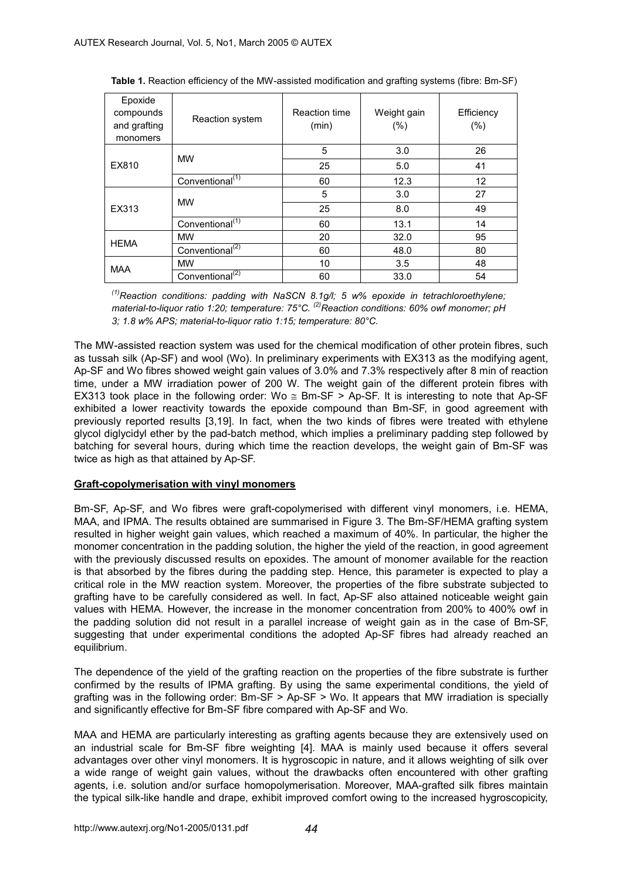**Table 1.** Reaction efficiency of the MW-assisted modification and grafting systems (fibre: Bm-SF)

| Epoxide compounds and grafting monomers | Reaction system | Reaction time (min) | Weight gain (%) | Efficiency (%) |
|---|---|---|---|---|
| EX810 | MW | 5 | 3.0 | 26 |
| | | 25 | 5.0 | 41 |
| | Conventional[(1)] | 60 | 12.3 | 12 |
| EX313 | MW | 5 | 3.0 | 27 |
| | | 25 | 8.0 | 49 |
| | Conventional[(1)] | 60 | 13.1 | 14 |
| HEMA | MW | 20 | 32.0 | 95 |
| | Conventional[(2)] | 60 | 48.0 | 80 |
| MAA | MW | 10 | 3.5 | 48 |
| | Conventional[(2)] | 60 | 33.0 | 54 |

*[(1)]Reaction conditions: padding with NaSCN 8.1g/l; 5 w% epoxide in tetrachloroethylene; material-to-liquor ratio 1:20; temperature: 75°C. [(2)]Reaction conditions: 60% owf monomer; pH 3; 1.8 w% APS; material-to-liquor ratio 1:15; temperature: 80°C.*

The MW-assisted reaction system was used for the chemical modification of other protein fibres, such as tussah silk (Ap-SF) and wool (Wo). In preliminary experiments with EX313 as the modifying agent, Ap-SF and Wo fibres showed weight gain values of 3.0% and 7.3% respectively after 8 min of reaction time, under a MW irradiation power of 200 W. The weight gain of the different protein fibres with EX313 took place in the following order: Wo ≅ Bm-SF > Ap-SF. It is interesting to note that Ap-SF exhibited a lower reactivity towards the epoxide compound than Bm-SF, in good agreement with previously reported results [3,19]. In fact, when the two kinds of fibres were treated with ethylene glycol diglycidyl ether by the pad-batch method, which implies a preliminary padding step followed by batching for several hours, during which time the reaction develops, the weight gain of Bm-SF was twice as high as that attained by Ap-SF.

## Graft-copolymerisation with vinyl monomers

Bm-SF, Ap-SF, and Wo fibres were graft-copolymerised with different vinyl monomers, i.e. HEMA, MAA, and IPMA. The results obtained are summarised in Figure 3. The Bm-SF/HEMA grafting system resulted in higher weight gain values, which reached a maximum of 40%. In particular, the higher the monomer concentration in the padding solution, the higher the yield of the reaction, in good agreement with the previously discussed results on epoxides. The amount of monomer available for the reaction is that absorbed by the fibres during the padding step. Hence, this parameter is expected to play a critical role in the MW reaction system. Moreover, the properties of the fibre substrate subjected to grafting have to be carefully considered as well. In fact, Ap-SF also attained noticeable weight gain values with HEMA. However, the increase in the monomer concentration from 200% to 400% owf in the padding solution did not result in a parallel increase of weight gain as in the case of Bm-SF, suggesting that under experimental conditions the adopted Ap-SF fibres had already reached an equilibrium.

The dependence of the yield of the grafting reaction on the properties of the fibre substrate is further confirmed by the results of IPMA grafting. By using the same experimental conditions, the yield of grafting was in the following order: Bm-SF > Ap-SF > Wo. It appears that MW irradiation is specially and significantly effective for Bm-SF fibre compared with Ap-SF and Wo.

MAA and HEMA are particularly interesting as grafting agents because they are extensively used on an industrial scale for Bm-SF fibre weighting [4]. MAA is mainly used because it offers several advantages over other vinyl monomers. It is hygroscopic in nature, and it allows weighting of silk over a wide range of weight gain values, without the drawbacks often encountered with other grafting agents, i.e. solution and/or surface homopolymerisation. Moreover, MAA-grafted silk fibres maintain the typical silk-like handle and drape, exhibit improved comfort owing to the increased hygroscopicity,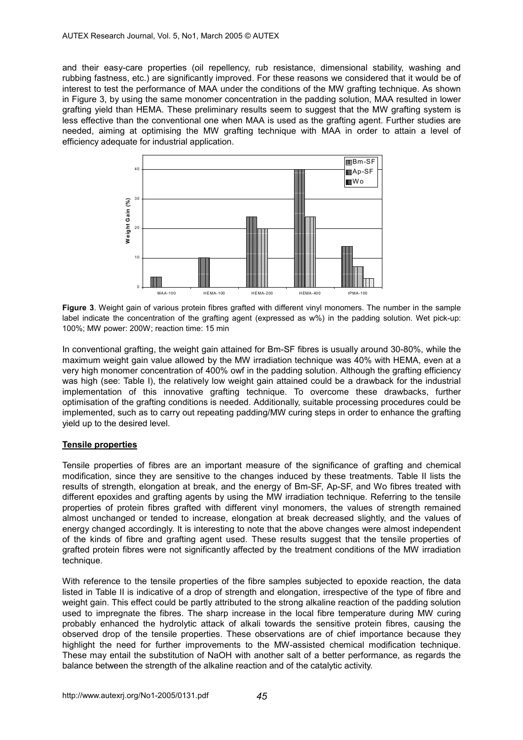and their easy-care properties (oil repellency, rub resistance, dimensional stability, washing and rubbing fastness, etc.) are significantly improved. For these reasons we considered that it would be of interest to test the performance of MAA under the conditions of the MW grafting technique. As shown in Figure 3, by using the same monomer concentration in the padding solution, MAA resulted in lower grafting yield than HEMA. These preliminary results seem to suggest that the MW grafting system is less effective than the conventional one when MAA is used as the grafting agent. Further studies are needed, aiming at optimising the MW grafting technique with MAA in order to attain a level of efficiency adequate for industrial application.

**Figure 3**. Weight gain of various protein fibres grafted with different vinyl monomers. The number in the sample label indicate the concentration of the grafting agent (expressed as w%) in the padding solution. Wet pick-up: 100%; MW power: 200W; reaction time: 15 min

In conventional grafting, the weight gain attained for Bm-SF fibres is usually around 30-80%, while the maximum weight gain value allowed by the MW irradiation technique was 40% with HEMA, even at a very high monomer concentration of 400% owf in the padding solution. Although the grafting efficiency was high (see: Table I), the relatively low weight gain attained could be a drawback for the industrial implementation of this innovative grafting technique. To overcome these drawbacks, further optimisation of the grafting conditions is needed. Additionally, suitable processing procedures could be implemented, such as to carry out repeating padding/MW curing steps in order to enhance the grafting yield up to the desired level.

## Tensile properties

Tensile properties of fibres are an important measure of the significance of grafting and chemical modification, since they are sensitive to the changes induced by these treatments. Table II lists the results of strength, elongation at break, and the energy of Bm-SF, Ap-SF, and Wo fibres treated with different epoxides and grafting agents by using the MW irradiation technique. Referring to the tensile properties of protein fibres grafted with different vinyl monomers, the values of strength remained almost unchanged or tended to increase, elongation at break decreased slightly, and the values of energy changed accordingly. It is interesting to note that the above changes were almost independent of the kinds of fibre and grafting agent used. These results suggest that the tensile properties of grafted protein fibres were not significantly affected by the treatment conditions of the MW irradiation technique.

With reference to the tensile properties of the fibre samples subjected to epoxide reaction, the data listed in Table II is indicative of a drop of strength and elongation, irrespective of the type of fibre and weight gain. This effect could be partly attributed to the strong alkaline reaction of the padding solution used to impregnate the fibres. The sharp increase in the local fibre temperature during MW curing probably enhanced the hydrolytic attack of alkali towards the sensitive protein fibres, causing the observed drop of the tensile properties. These observations are of chief importance because they highlight the need for further improvements to the MW-assisted chemical modification technique. These may entail the substitution of NaOH with another salt of a better performance, as regards the balance between the strength of the alkaline reaction and of the catalytic activity.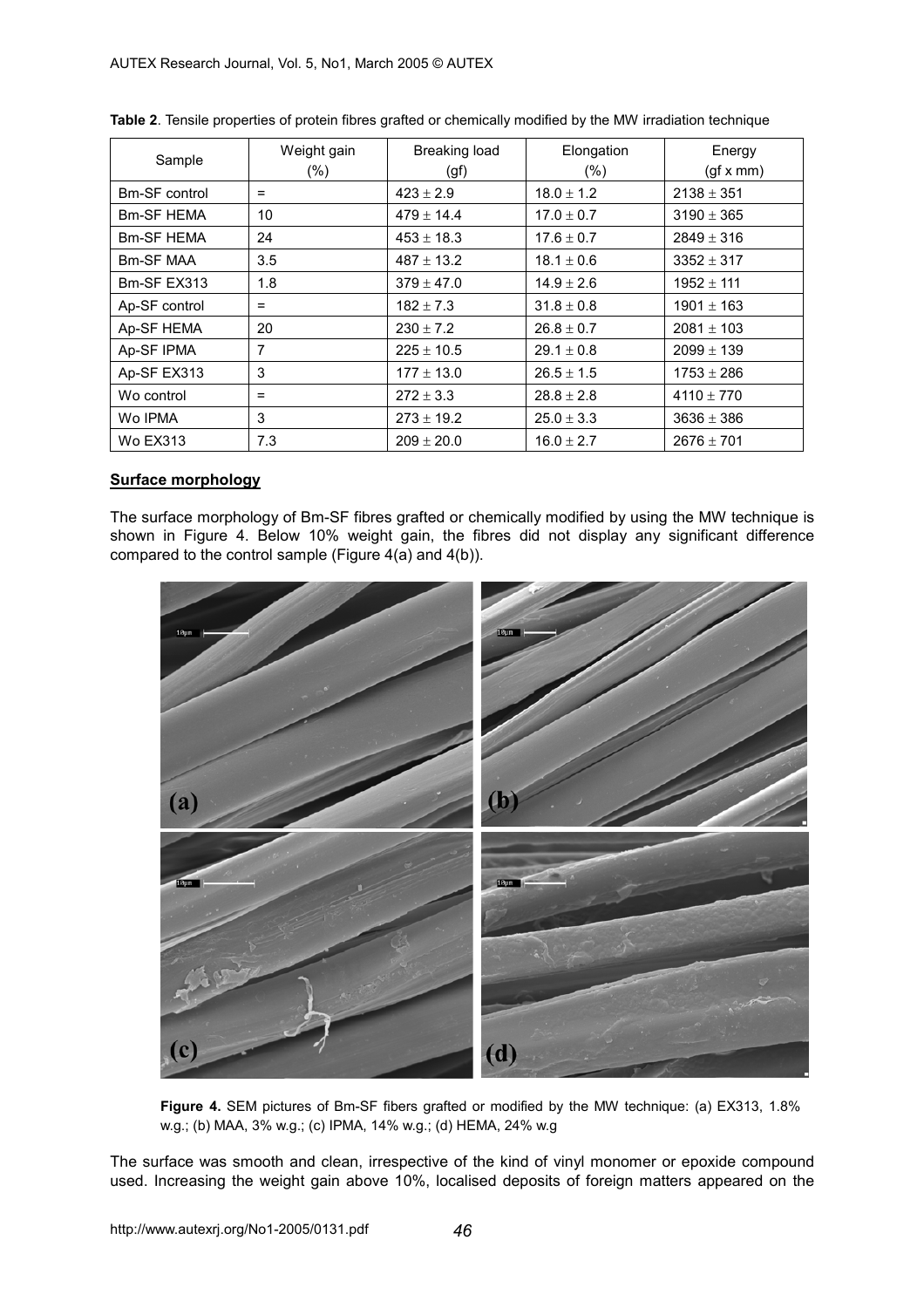**Table 2**. Tensile properties of protein fibres grafted or chemically modified by the MW irradiation technique

| Sample | Weight gain (%) | Breaking load (gf) | Elongation (%) | Energy (gf x mm) |
|---|---|---|---|---|
| Bm-SF control | = | 423 ± 2.9 | 18.0 ± 1.2 | 2138 ± 351 |
| Bm-SF HEMA | 10 | 479 ± 14.4 | 17.0 ± 0.7 | 3190 ± 365 |
| Bm-SF HEMA | 24 | 453 ± 18.3 | 17.6 ± 0.7 | 2849 ± 316 |
| Bm-SF MAA | 3.5 | 487 ± 13.2 | 18.1 ± 0.6 | 3352 ± 317 |
| Bm-SF EX313 | 1.8 | 379 ± 47.0 | 14.9 ± 2.6 | 1952 ± 111 |
| Ap-SF control | = | 182 ± 7.3 | 31.8 ± 0.8 | 1901 ± 163 |
| Ap-SF HEMA | 20 | 230 ± 7.2 | 26.8 ± 0.7 | 2081 ± 103 |
| Ap-SF IPMA | 7 | 225 ± 10.5 | 29.1 ± 0.8 | 2099 ± 139 |
| Ap-SF EX313 | 3 | 177 ± 13.0 | 26.5 ± 1.5 | 1753 ± 286 |
| Wo control | = | 272 ± 3.3 | 28.8 ± 2.8 | 4110 ± 770 |
| Wo IPMA | 3 | 273 ± 19.2 | 25.0 ± 3.3 | 3636 ± 386 |
| Wo EX313 | 7.3 | 209 ± 20.0 | 16.0 ± 2.7 | 2676 ± 701 |

**Surface morphology**

The surface morphology of Bm-SF fibres grafted or chemically modified by using the MW technique is shown in Figure 4. Below 10% weight gain, the fibres did not display any significant difference compared to the control sample (Figure 4(a) and 4(b)).

**Figure 4.** SEM pictures of Bm-SF fibers grafted or modified by the MW technique: (a) EX313, 1.8% w.g.; (b) MAA, 3% w.g.; (c) IPMA, 14% w.g.; (d) HEMA, 24% w.g

The surface was smooth and clean, irrespective of the kind of vinyl monomer or epoxide compound used. Increasing the weight gain above 10%, localised deposits of foreign matters appeared on the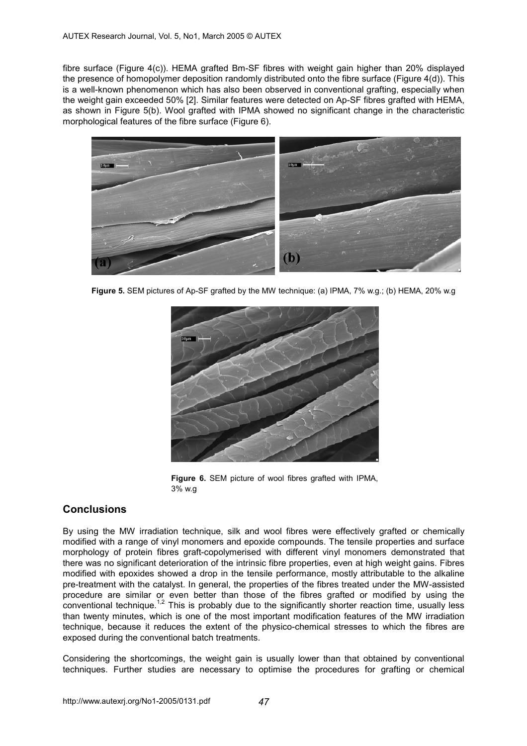fibre surface (Figure 4(c)). HEMA grafted Bm-SF fibres with weight gain higher than 20% displayed the presence of homopolymer deposition randomly distributed onto the fibre surface (Figure 4(d)). This is a well-known phenomenon which has also been observed in conventional grafting, especially when the weight gain exceeded 50% [2]. Similar features were detected on Ap-SF fibres grafted with HEMA, as shown in Figure 5(b). Wool grafted with IPMA showed no significant change in the characteristic morphological features of the fibre surface (Figure 6).

**Figure 5.** SEM pictures of Ap-SF grafted by the MW technique: (a) IPMA, 7% w.g.; (b) HEMA, 20% w.g

**Figure 6.** SEM picture of wool fibres grafted with IPMA, 3% w.g

## Conclusions

By using the MW irradiation technique, silk and wool fibres were effectively grafted or chemically modified with a range of vinyl monomers and epoxide compounds. The tensile properties and surface morphology of protein fibres graft-copolymerised with different vinyl monomers demonstrated that there was no significant deterioration of the intrinsic fibre properties, even at high weight gains. Fibres modified with epoxides showed a drop in the tensile performance, mostly attributable to the alkaline pre-treatment with the catalyst. In general, the properties of the fibres treated under the MW-assisted procedure are similar or even better than those of the fibres grafted or modified by using the conventional technique.[1,2] This is probably due to the significantly shorter reaction time, usually less than twenty minutes, which is one of the most important modification features of the MW irradiation technique, because it reduces the extent of the physico-chemical stresses to which the fibres are exposed during the conventional batch treatments.

Considering the shortcomings, the weight gain is usually lower than that obtained by conventional techniques. Further studies are necessary to optimise the procedures for grafting or chemical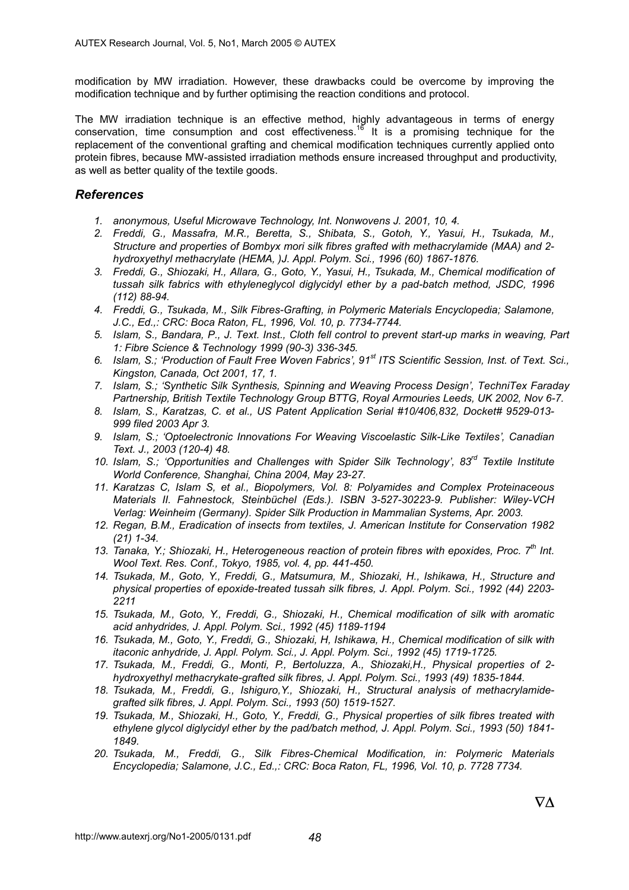modification by MW irradiation. However, these drawbacks could be overcome by improving the modification technique and by further optimising the reaction conditions and protocol.

The MW irradiation technique is an effective method, highly advantageous in terms of energy conservation, time consumption and cost effectiveness.[16] It is a promising technique for the replacement of the conventional grafting and chemical modification techniques currently applied onto protein fibres, because MW-assisted irradiation methods ensure increased throughput and productivity, as well as better quality of the textile goods.

## *References*

1. *anonymous, Useful Microwave Technology, Int. Nonwovens J. 2001, 10, 4.*
2. *Freddi, G., Massafra, M.R., Beretta, S., Shibata, S., Gotoh, Y., Yasui, H., Tsukada, M., Structure and properties of Bombyx mori silk fibres grafted with methacrylamide (MAA) and 2-hydroxyethyl methacrylate (HEMA, )J. Appl. Polym. Sci., 1996 (60) 1867-1876.*
3. *Freddi, G., Shiozaki, H., Allara, G., Goto, Y., Yasui, H., Tsukada, M., Chemical modification of tussah silk fabrics with ethyleneglycol diglycidyl ether by a pad-batch method, JSDC, 1996 (112) 88-94.*
4. *Freddi, G., Tsukada, M., Silk Fibres-Grafting, in Polymeric Materials Encyclopedia; Salamone, J.C., Ed.,: CRC: Boca Raton, FL, 1996, Vol. 10, p. 7734-7744.*
5. *Islam, S., Bandara, P., J. Text. Inst., Cloth fell control to prevent start-up marks in weaving, Part 1: Fibre Science & Technology 1999 (90-3) 336-345.*
6. *Islam, S.; 'Production of Fault Free Woven Fabrics', 91st ITS Scientific Session, Inst. of Text. Sci., Kingston, Canada, Oct 2001, 17, 1.*
7. *Islam, S.; 'Synthetic Silk Synthesis, Spinning and Weaving Process Design', TechniTex Faraday Partnership, British Textile Technology Group BTTG, Royal Armouries Leeds, UK 2002, Nov 6-7.*
8. *Islam, S., Karatzas, C. et al., US Patent Application Serial #10/406,832, Docket# 9529-013-999 filed 2003 Apr 3.*
9. *Islam, S.; 'Optoelectronic Innovations For Weaving Viscoelastic Silk-Like Textiles', Canadian Text. J., 2003 (120-4) 48.*
10. *Islam, S.; 'Opportunities and Challenges with Spider Silk Technology', 83rd Textile Institute World Conference, Shanghai, China 2004, May 23-27.*
11. *Karatzas C, Islam S, et al., Biopolymers, Vol. 8: Polyamides and Complex Proteinaceous Materials II. Fahnestock, Steinbüchel (Eds.). ISBN 3-527-30223-9. Publisher: Wiley-VCH Verlag: Weinheim (Germany). Spider Silk Production in Mammalian Systems, Apr. 2003.*
12. *Regan, B.M., Eradication of insects from textiles, J. American Institute for Conservation 1982 (21) 1-34.*
13. *Tanaka, Y.; Shiozaki, H., Heterogeneous reaction of protein fibres with epoxides, Proc. 7th Int. Wool Text. Res. Conf., Tokyo, 1985, vol. 4, pp. 441-450.*
14. *Tsukada, M., Goto, Y., Freddi, G., Matsumura, M., Shiozaki, H., Ishikawa, H., Structure and physical properties of epoxide-treated tussah silk fibres, J. Appl. Polym. Sci., 1992 (44) 2203-2211*
15. *Tsukada, M., Goto, Y., Freddi, G., Shiozaki, H., Chemical modification of silk with aromatic acid anhydrides, J. Appl. Polym. Sci., 1992 (45) 1189-1194*
16. *Tsukada, M., Goto, Y., Freddi, G., Shiozaki, H, Ishikawa, H., Chemical modification of silk with itaconic anhydride, J. Appl. Polym. Sci., 1992 (45) 1719-1725.*
17. *Tsukada, M., Freddi, G., Monti, P., Bertoluzza, A., Shiozaki,H., Physical properties of 2-hydroxyethyl methacrykate-grafted silk fibres, J. Appl. Polym. Sci., 1993 (49) 1835-1844.*
18. *Tsukada, M., Freddi, G., Ishiguro,Y., Shiozaki, H., Structural analysis of methacrylamide-grafted silk fibres, J. Appl. Polym. Sci., 1993 (50) 1519-1527.*
19. *Tsukada, M., Shiozaki, H., Goto, Y., Freddi, G., Physical properties of silk fibres treated with ethylene glycol diglycidyl ether by the pad/batch method, J. Appl. Polym. Sci., 1993 (50) 1841-1849.*
20. *Tsukada, M., Freddi, G., Silk Fibres-Chemical Modification, in: Polymeric Materials Encyclopedia; Salamone, J.C., Ed.,: CRC: Boca Raton, FL, 1996, Vol. 10, p. 7728 7734.*

∇∆